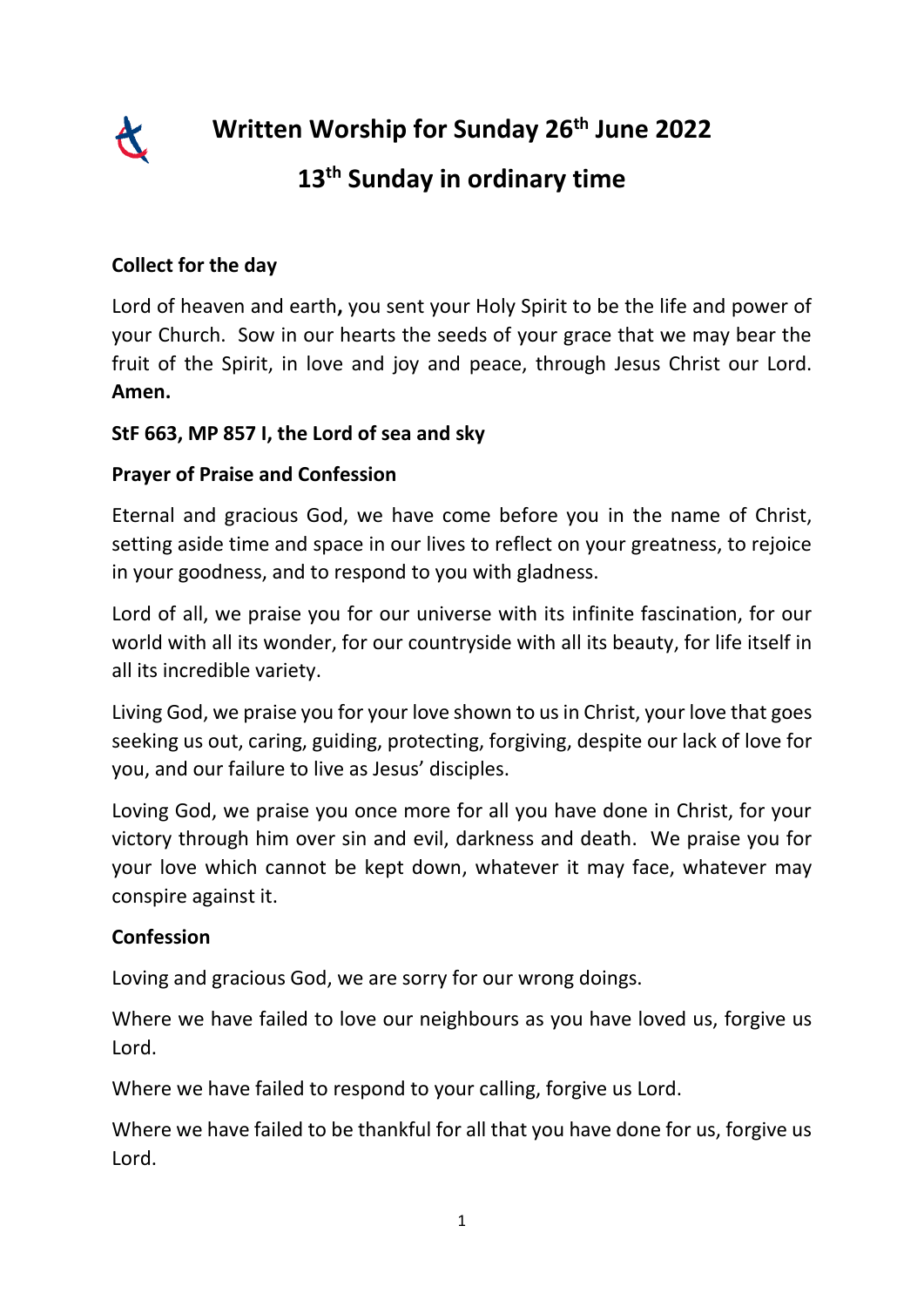# Written Worship for Sunday 26th June 2022

## 13th Sunday in ordinary time

**Collect for the day**

Lord of heaven and earth**,** you sent your Holy Spirit to be the life and power of your Church. Sow in our hearts the seeds of your grace that we may bear the fruit of the Spirit, in love and joy and peace, through Jesus Christ our Lord. **Amen.**

**StF 663, MP 857 I, the Lord of sea and sky**

**Prayer of Praise and Confession**

Eternal and gracious God, we have come before you in the name of Christ, setting aside time and space in our lives to reflect on your greatness, to rejoice in your goodness, and to respond to you with gladness.

Lord of all, we praise you for our universe with its infinite fascination, for our world with all its wonder, for our countryside with all its beauty, for life itself in all its incredible variety.

Living God, we praise you for your love shown to us in Christ, your love that goes seeking us out, caring, guiding, protecting, forgiving, despite our lack of love for you, and our failure to live as Jesus' disciples.

Loving God, we praise you once more for all you have done in Christ, for your victory through him over sin and evil, darkness and death. We praise you for your love which cannot be kept down, whatever it may face, whatever may conspire against it.

**Confession**

Loving and gracious God, we are sorry for our wrong doings.

Where we have failed to love our neighbours as you have loved us, forgive us Lord.

Where we have failed to respond to your calling, forgive us Lord.

Where we have failed to be thankful for all that you have done for us, forgive us Lord.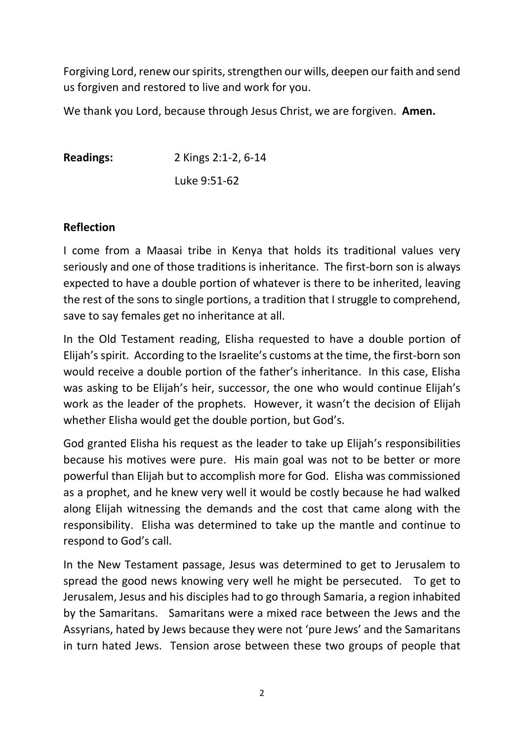Forgiving Lord, renew our spirits, strengthen our wills, deepen our faith and send us forgiven and restored to live and work for you.

We thank you Lord, because through Jesus Christ, we are forgiven. **Amen.**

**Readings:** 2 Kings 2:1-2, 6-14

Luke 9:51-62

**Reflection**

I come from a Maasai tribe in Kenya that holds its traditional values very seriously and one of those traditions is inheritance. The first-born son is always expected to have a double portion of whatever is there to be inherited, leaving the rest of the sons to single portions, a tradition that I struggle to comprehend, save to say females get no inheritance at all.

In the Old Testament reading, Elisha requested to have a double portion of Elijah's spirit. According to the Israelite's customs at the time, the first-born son would receive a double portion of the father's inheritance. In this case, Elisha was asking to be Elijah's heir, successor, the one who would continue Elijah's work as the leader of the prophets. However, it wasn't the decision of Elijah whether Elisha would get the double portion, but God's.

God granted Elisha his request as the leader to take up Elijah's responsibilities because his motives were pure. His main goal was not to be better or more powerful than Elijah but to accomplish more for God. Elisha was commissioned as a prophet, and he knew very well it would be costly because he had walked along Elijah witnessing the demands and the cost that came along with the responsibility. Elisha was determined to take up the mantle and continue to respond to God's call.

In the New Testament passage, Jesus was determined to get to Jerusalem to spread the good news knowing very well he might be persecuted. To get to Jerusalem, Jesus and his disciples had to go through Samaria, a region inhabited by the Samaritans. Samaritans were a mixed race between the Jews and the Assyrians, hated by Jews because they were not 'pure Jews' and the Samaritans in turn hated Jews. Tension arose between these two groups of people that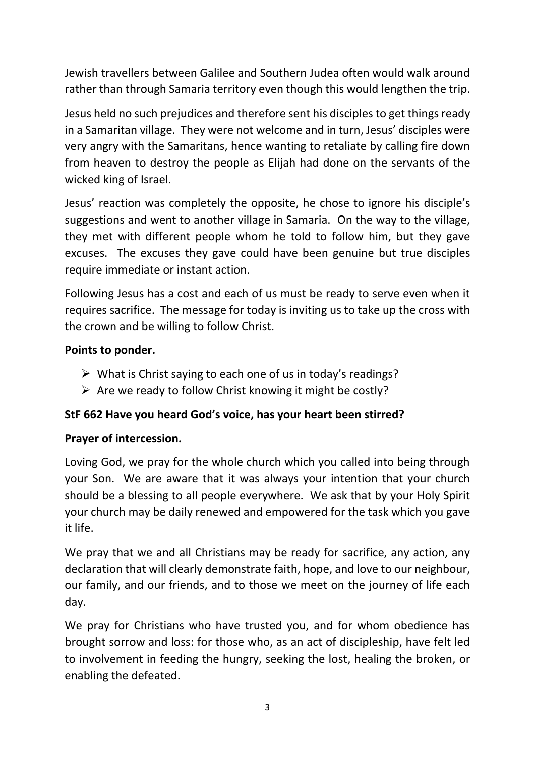Jewish travellers between Galilee and Southern Judea often would walk around rather than through Samaria territory even though this would lengthen the trip.

Jesus held no such prejudices and therefore sent his disciples to get things ready in a Samaritan village. They were not welcome and in turn, Jesus' disciples were very angry with the Samaritans, hence wanting to retaliate by calling fire down from heaven to destroy the people as Elijah had done on the servants of the wicked king of Israel.

Jesus' reaction was completely the opposite, he chose to ignore his disciple's suggestions and went to another village in Samaria. On the way to the village, they met with different people whom he told to follow him, but they gave excuses. The excuses they gave could have been genuine but true disciples require immediate or instant action.

Following Jesus has a cost and each of us must be ready to serve even when it requires sacrifice. The message for today is inviting us to take up the cross with the crown and be willing to follow Christ.

**Points to ponder.**

- What is Christ saying to each one of us in today's readings?
- Are we ready to follow Christ knowing it might be costly?

**StF 662 Have you heard God's voice, has your heart been stirred?**

**Prayer of intercession.**

Loving God, we pray for the whole church which you called into being through your Son. We are aware that it was always your intention that your church should be a blessing to all people everywhere. We ask that by your Holy Spirit your church may be daily renewed and empowered for the task which you gave it life.

We pray that we and all Christians may be ready for sacrifice, any action, any declaration that will clearly demonstrate faith, hope, and love to our neighbour, our family, and our friends, and to those we meet on the journey of life each day.

We pray for Christians who have trusted you, and for whom obedience has brought sorrow and loss: for those who, as an act of discipleship, have felt led to involvement in feeding the hungry, seeking the lost, healing the broken, or enabling the defeated.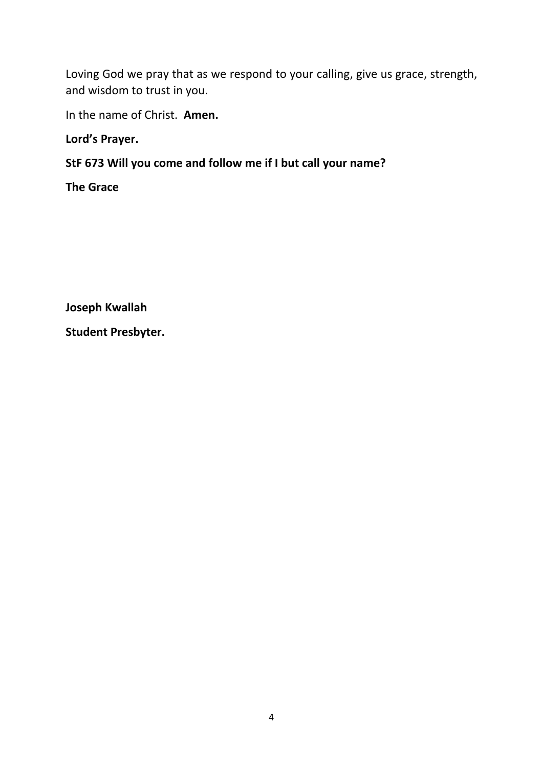Loving God we pray that as we respond to your calling, give us grace, strength, and wisdom to trust in you.

In the name of Christ. **Amen.**

**Lord's Prayer.**

**StF 673 Will you come and follow me if I but call your name?**

**The Grace**

**Joseph Kwallah**

**Student Presbyter.**